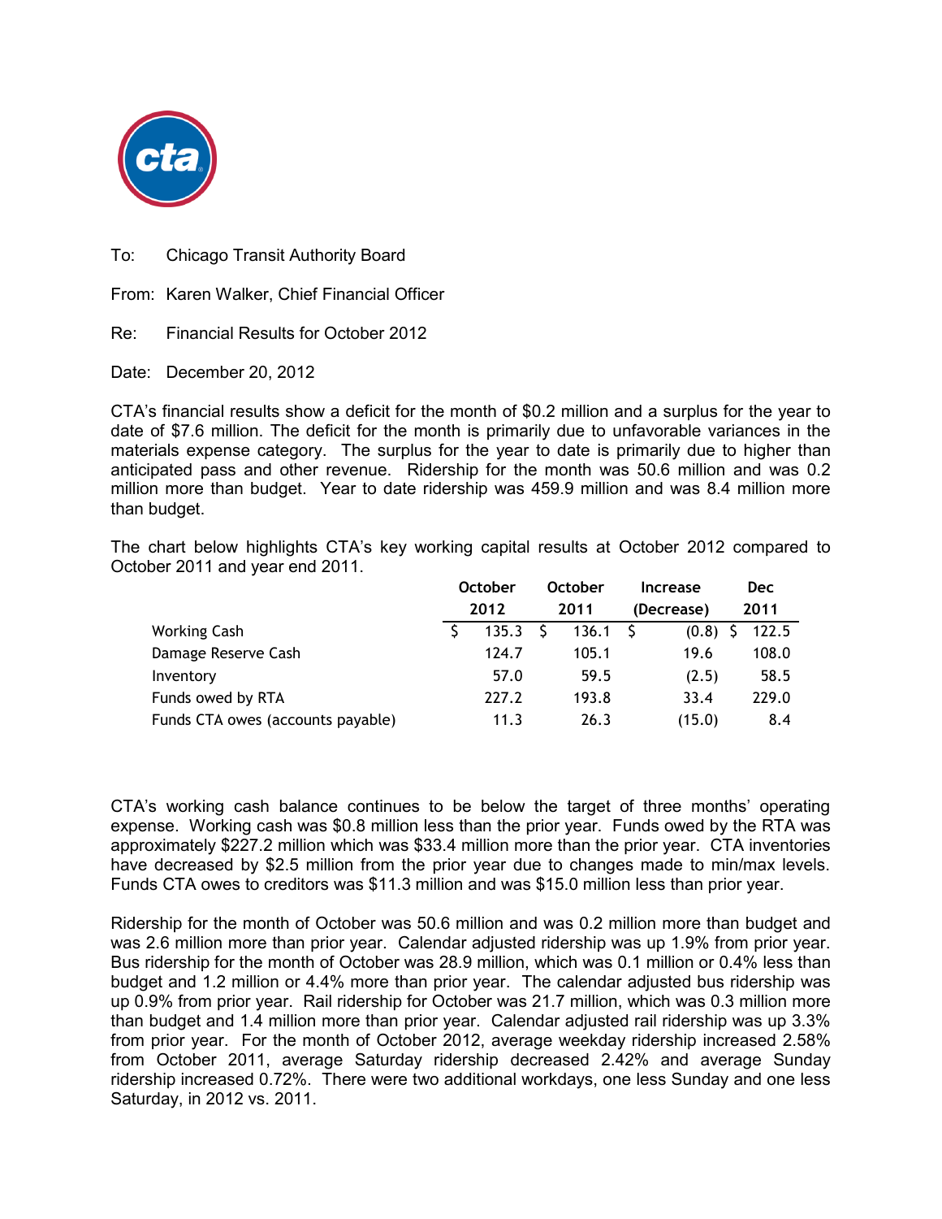To: Chicago Transit Authority Board

From: Karen Walker, Chief Financial Officer

Re: Financial Results for October 2012

Date: December 20, 2012

CTA's financial results show a deficit for the month of $0.2 million and a surplus for the year to date of $7.6 million. The deficit for the month is primarily due to unfavorable variances in the materials expense category. The surplus for the year to date is primarily due to higher than anticipated pass and other revenue. Ridership for the month was 50.6 million and was 0.2 million more than budget. Year to date ridership was 459.9 million and was 8.4 million more than budget.

The chart below highlights CTA's key working capital results at October 2012 compared to October 2011 and year end 2011.

| | October 2012 | October 2011 | Increase (Decrease) | Dec 2011 |
|---|---|---|---|---|
| Working Cash | $ 135.3 | $ 136.1 | $ (0.8) | $ 122.5 |
| Damage Reserve Cash | 124.7 | 105.1 | 19.6 | 108.0 |
| Inventory | 57.0 | 59.5 | (2.5) | 58.5 |
| Funds owed by RTA | 227.2 | 193.8 | 33.4 | 229.0 |
| Funds CTA owes (accounts payable) | 11.3 | 26.3 | (15.0) | 8.4 |

CTA's working cash balance continues to be below the target of three months' operating expense. Working cash was $0.8 million less than the prior year. Funds owed by the RTA was approximately $227.2 million which was $33.4 million more than the prior year. CTA inventories have decreased by $2.5 million from the prior year due to changes made to min/max levels. Funds CTA owes to creditors was $11.3 million and was $15.0 million less than prior year.

Ridership for the month of October was 50.6 million and was 0.2 million more than budget and was 2.6 million more than prior year. Calendar adjusted ridership was up 1.9% from prior year. Bus ridership for the month of October was 28.9 million, which was 0.1 million or 0.4% less than budget and 1.2 million or 4.4% more than prior year. The calendar adjusted bus ridership was up 0.9% from prior year. Rail ridership for October was 21.7 million, which was 0.3 million more than budget and 1.4 million more than prior year. Calendar adjusted rail ridership was up 3.3% from prior year. For the month of October 2012, average weekday ridership increased 2.58% from October 2011, average Saturday ridership decreased 2.42% and average Sunday ridership increased 0.72%. There were two additional workdays, one less Sunday and one less Saturday, in 2012 vs. 2011.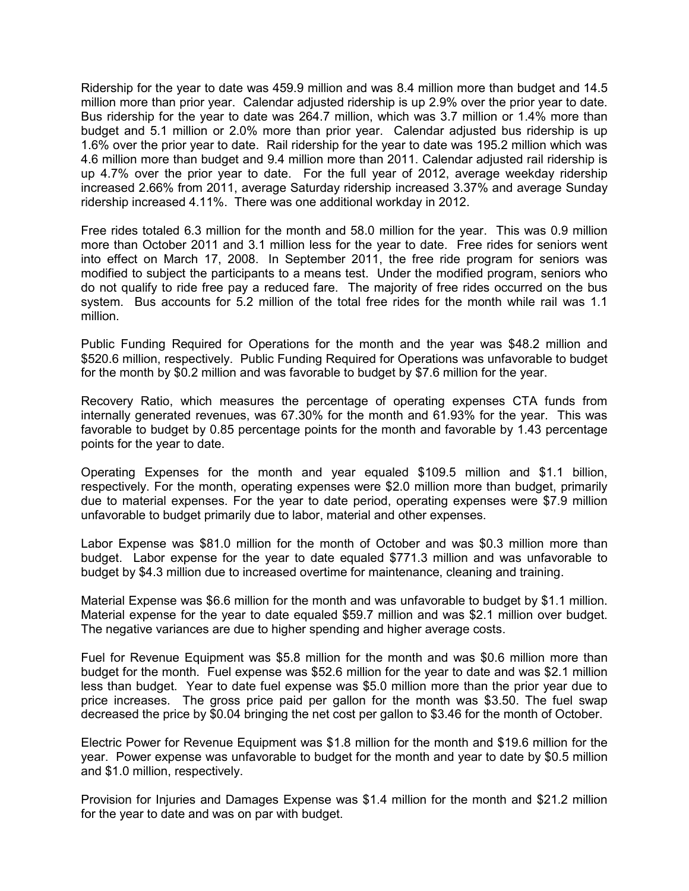Ridership for the year to date was 459.9 million and was 8.4 million more than budget and 14.5 million more than prior year. Calendar adjusted ridership is up 2.9% over the prior year to date. Bus ridership for the year to date was 264.7 million, which was 3.7 million or 1.4% more than budget and 5.1 million or 2.0% more than prior year. Calendar adjusted bus ridership is up 1.6% over the prior year to date. Rail ridership for the year to date was 195.2 million which was 4.6 million more than budget and 9.4 million more than 2011. Calendar adjusted rail ridership is up 4.7% over the prior year to date. For the full year of 2012, average weekday ridership increased 2.66% from 2011, average Saturday ridership increased 3.37% and average Sunday ridership increased 4.11%. There was one additional workday in 2012.

Free rides totaled 6.3 million for the month and 58.0 million for the year. This was 0.9 million more than October 2011 and 3.1 million less for the year to date. Free rides for seniors went into effect on March 17, 2008. In September 2011, the free ride program for seniors was modified to subject the participants to a means test. Under the modified program, seniors who do not qualify to ride free pay a reduced fare. The majority of free rides occurred on the bus system. Bus accounts for 5.2 million of the total free rides for the month while rail was 1.1 million.

Public Funding Required for Operations for the month and the year was $48.2 million and $520.6 million, respectively. Public Funding Required for Operations was unfavorable to budget for the month by $0.2 million and was favorable to budget by $7.6 million for the year.

Recovery Ratio, which measures the percentage of operating expenses CTA funds from internally generated revenues, was 67.30% for the month and 61.93% for the year. This was favorable to budget by 0.85 percentage points for the month and favorable by 1.43 percentage points for the year to date.

Operating Expenses for the month and year equaled $109.5 million and $1.1 billion, respectively. For the month, operating expenses were $2.0 million more than budget, primarily due to material expenses. For the year to date period, operating expenses were $7.9 million unfavorable to budget primarily due to labor, material and other expenses.

Labor Expense was $81.0 million for the month of October and was $0.3 million more than budget. Labor expense for the year to date equaled $771.3 million and was unfavorable to budget by $4.3 million due to increased overtime for maintenance, cleaning and training.

Material Expense was $6.6 million for the month and was unfavorable to budget by $1.1 million. Material expense for the year to date equaled $59.7 million and was $2.1 million over budget. The negative variances are due to higher spending and higher average costs.

Fuel for Revenue Equipment was $5.8 million for the month and was $0.6 million more than budget for the month. Fuel expense was $52.6 million for the year to date and was $2.1 million less than budget. Year to date fuel expense was $5.0 million more than the prior year due to price increases. The gross price paid per gallon for the month was $3.50. The fuel swap decreased the price by $0.04 bringing the net cost per gallon to $3.46 for the month of October.

Electric Power for Revenue Equipment was $1.8 million for the month and $19.6 million for the year. Power expense was unfavorable to budget for the month and year to date by $0.5 million and $1.0 million, respectively.

Provision for Injuries and Damages Expense was $1.4 million for the month and $21.2 million for the year to date and was on par with budget.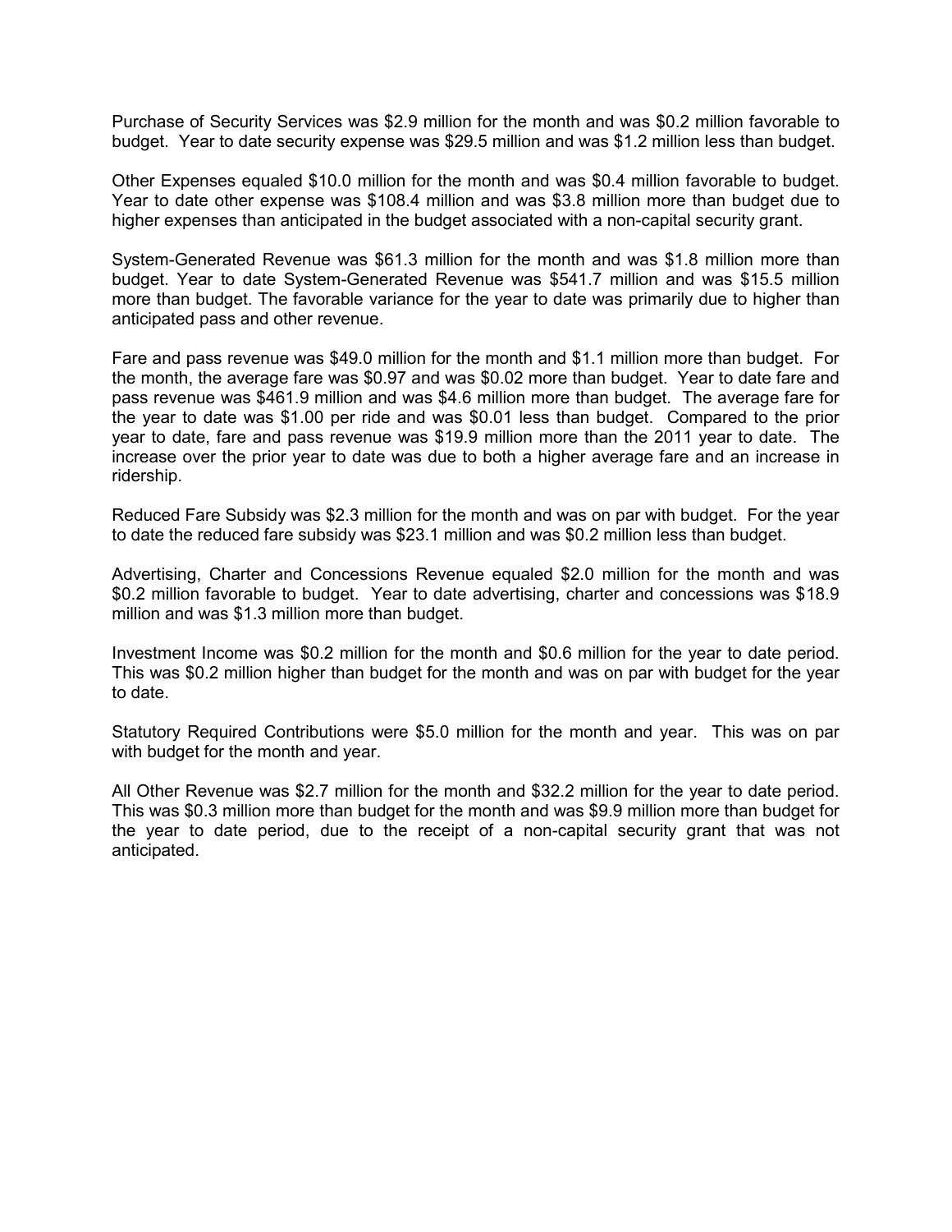Purchase of Security Services was $2.9 million for the month and was $0.2 million favorable to budget. Year to date security expense was $29.5 million and was $1.2 million less than budget.

Other Expenses equaled $10.0 million for the month and was $0.4 million favorable to budget. Year to date other expense was $108.4 million and was $3.8 million more than budget due to higher expenses than anticipated in the budget associated with a non-capital security grant.

System-Generated Revenue was $61.3 million for the month and was $1.8 million more than budget. Year to date System-Generated Revenue was $541.7 million and was $15.5 million more than budget. The favorable variance for the year to date was primarily due to higher than anticipated pass and other revenue.

Fare and pass revenue was $49.0 million for the month and $1.1 million more than budget. For the month, the average fare was $0.97 and was $0.02 more than budget. Year to date fare and pass revenue was $461.9 million and was $4.6 million more than budget. The average fare for the year to date was $1.00 per ride and was $0.01 less than budget. Compared to the prior year to date, fare and pass revenue was $19.9 million more than the 2011 year to date. The increase over the prior year to date was due to both a higher average fare and an increase in ridership.

Reduced Fare Subsidy was $2.3 million for the month and was on par with budget. For the year to date the reduced fare subsidy was $23.1 million and was $0.2 million less than budget.

Advertising, Charter and Concessions Revenue equaled $2.0 million for the month and was $0.2 million favorable to budget. Year to date advertising, charter and concessions was $18.9 million and was $1.3 million more than budget.

Investment Income was $0.2 million for the month and $0.6 million for the year to date period. This was $0.2 million higher than budget for the month and was on par with budget for the year to date.

Statutory Required Contributions were $5.0 million for the month and year. This was on par with budget for the month and year.

All Other Revenue was $2.7 million for the month and $32.2 million for the year to date period. This was $0.3 million more than budget for the month and was $9.9 million more than budget for the year to date period, due to the receipt of a non-capital security grant that was not anticipated.